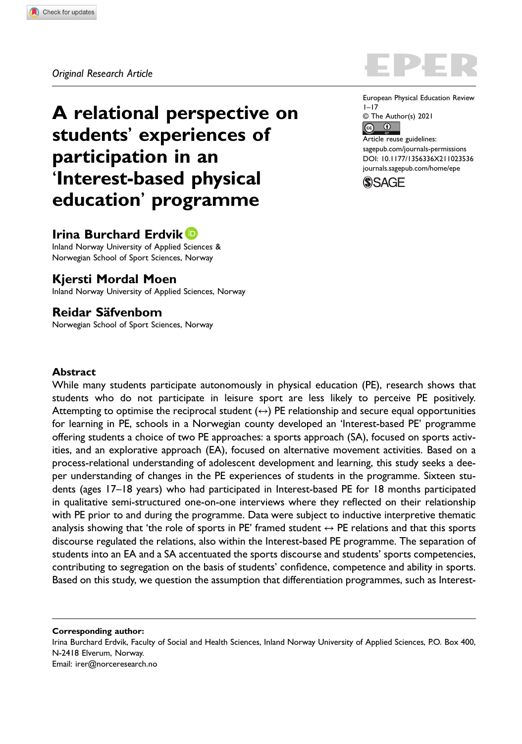*Original Research Article*

# A relational perspective on students' experiences of participation in an 'Interest-based physical education' programme

European Physical Education Review
1–17
© The Author(s) 2021
Article reuse guidelines:
sagepub.com/journals-permissions
DOI: 10.1177/1356336X211023536
journals.sagepub.com/home/epe

**Irina Burchard Erdvik**
Inland Norway University of Applied Sciences & Norwegian School of Sport Sciences, Norway

**Kjersti Mordal Moen**
Inland Norway University of Applied Sciences, Norway

**Reidar Säfvenbom**
Norwegian School of Sport Sciences, Norway

## Abstract

While many students participate autonomously in physical education (PE), research shows that students who do not participate in leisure sport are less likely to perceive PE positively. Attempting to optimise the reciprocal student (↔) PE relationship and secure equal opportunities for learning in PE, schools in a Norwegian county developed an 'Interest-based PE' programme offering students a choice of two PE approaches: a sports approach (SA), focused on sports activities, and an explorative approach (EA), focused on alternative movement activities. Based on a process-relational understanding of adolescent development and learning, this study seeks a deeper understanding of changes in the PE experiences of students in the programme. Sixteen students (ages 17–18 years) who had participated in Interest-based PE for 18 months participated in qualitative semi-structured one-on-one interviews where they reflected on their relationship with PE prior to and during the programme. Data were subject to inductive interpretive thematic analysis showing that 'the role of sports in PE' framed student ↔ PE relations and that this sports discourse regulated the relations, also within the Interest-based PE programme. The separation of students into an EA and a SA accentuated the sports discourse and students' sports competencies, contributing to segregation on the basis of students' confidence, competence and ability in sports. Based on this study, we question the assumption that differentiation programmes, such as Interest-

**Corresponding author:**
Irina Burchard Erdvik, Faculty of Social and Health Sciences, Inland Norway University of Applied Sciences, P.O. Box 400, N-2418 Elverum, Norway.
Email: irer@norceresearch.no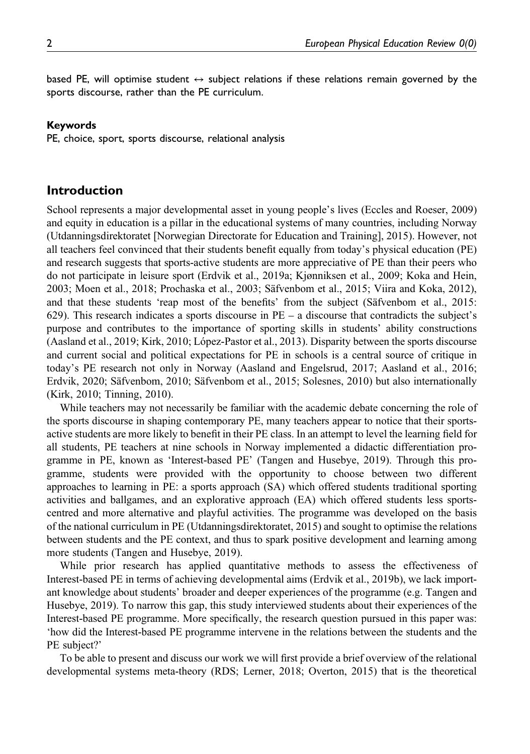based PE, will optimise student ↔ subject relations if these relations remain governed by the sports discourse, rather than the PE curriculum.

**Keywords**

PE, choice, sport, sports discourse, relational analysis

## Introduction

School represents a major developmental asset in young people's lives (Eccles and Roeser, 2009) and equity in education is a pillar in the educational systems of many countries, including Norway (Utdanningsdirektoratet [Norwegian Directorate for Education and Training], 2015). However, not all teachers feel convinced that their students benefit equally from today's physical education (PE) and research suggests that sports-active students are more appreciative of PE than their peers who do not participate in leisure sport (Erdvik et al., 2019a; Kjønniksen et al., 2009; Koka and Hein, 2003; Moen et al., 2018; Prochaska et al., 2003; Säfvenbom et al., 2015; Viira and Koka, 2012), and that these students 'reap most of the benefits' from the subject (Säfvenbom et al., 2015: 629). This research indicates a sports discourse in PE – a discourse that contradicts the subject's purpose and contributes to the importance of sporting skills in students' ability constructions (Aasland et al., 2019; Kirk, 2010; López-Pastor et al., 2013). Disparity between the sports discourse and current social and political expectations for PE in schools is a central source of critique in today's PE research not only in Norway (Aasland and Engelsrud, 2017; Aasland et al., 2016; Erdvik, 2020; Säfvenbom, 2010; Säfvenbom et al., 2015; Solesnes, 2010) but also internationally (Kirk, 2010; Tinning, 2010).

While teachers may not necessarily be familiar with the academic debate concerning the role of the sports discourse in shaping contemporary PE, many teachers appear to notice that their sports-active students are more likely to benefit in their PE class. In an attempt to level the learning field for all students, PE teachers at nine schools in Norway implemented a didactic differentiation programme in PE, known as 'Interest-based PE' (Tangen and Husebye, 2019). Through this programme, students were provided with the opportunity to choose between two different approaches to learning in PE: a sports approach (SA) which offered students traditional sporting activities and ballgames, and an explorative approach (EA) which offered students less sports-centred and more alternative and playful activities. The programme was developed on the basis of the national curriculum in PE (Utdanningsdirektoratet, 2015) and sought to optimise the relations between students and the PE context, and thus to spark positive development and learning among more students (Tangen and Husebye, 2019).

While prior research has applied quantitative methods to assess the effectiveness of Interest-based PE in terms of achieving developmental aims (Erdvik et al., 2019b), we lack important knowledge about students' broader and deeper experiences of the programme (e.g. Tangen and Husebye, 2019). To narrow this gap, this study interviewed students about their experiences of the Interest-based PE programme. More specifically, the research question pursued in this paper was: 'how did the Interest-based PE programme intervene in the relations between the students and the PE subject?'

To be able to present and discuss our work we will first provide a brief overview of the relational developmental systems meta-theory (RDS; Lerner, 2018; Overton, 2015) that is the theoretical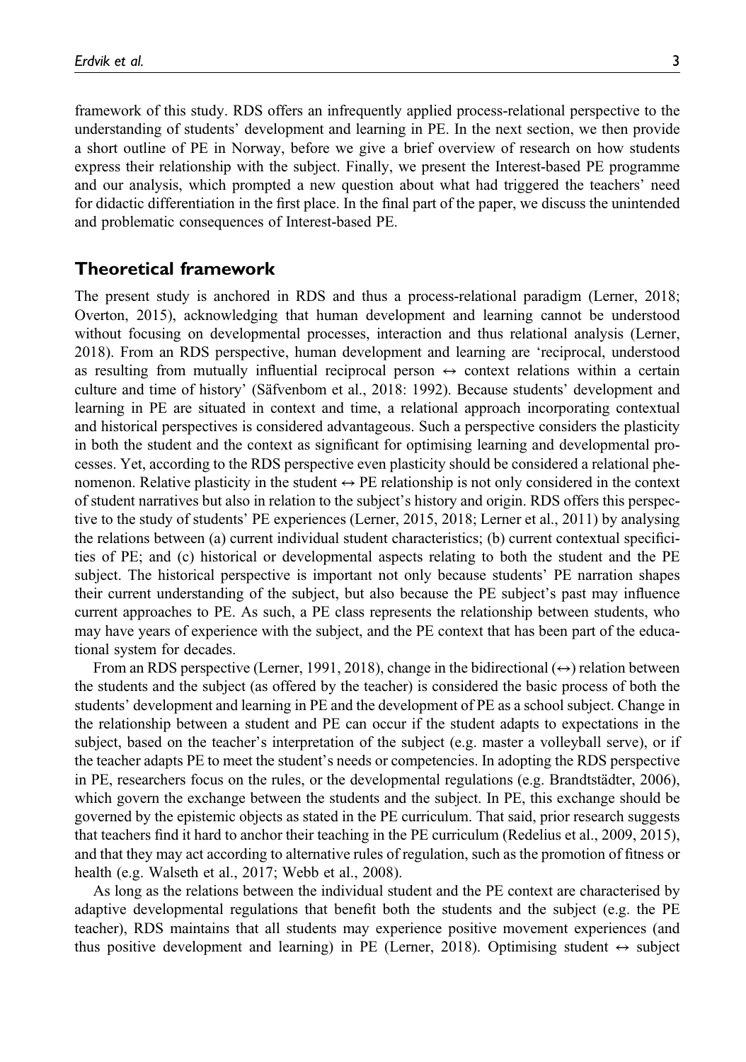framework of this study. RDS offers an infrequently applied process-relational perspective to the understanding of students' development and learning in PE. In the next section, we then provide a short outline of PE in Norway, before we give a brief overview of research on how students express their relationship with the subject. Finally, we present the Interest-based PE programme and our analysis, which prompted a new question about what had triggered the teachers' need for didactic differentiation in the first place. In the final part of the paper, we discuss the unintended and problematic consequences of Interest-based PE.

## Theoretical framework

The present study is anchored in RDS and thus a process-relational paradigm (Lerner, 2018; Overton, 2015), acknowledging that human development and learning cannot be understood without focusing on developmental processes, interaction and thus relational analysis (Lerner, 2018). From an RDS perspective, human development and learning are 'reciprocal, understood as resulting from mutually influential reciprocal person ↔ context relations within a certain culture and time of history' (Säfvenbom et al., 2018: 1992). Because students' development and learning in PE are situated in context and time, a relational approach incorporating contextual and historical perspectives is considered advantageous. Such a perspective considers the plasticity in both the student and the context as significant for optimising learning and developmental processes. Yet, according to the RDS perspective even plasticity should be considered a relational phenomenon. Relative plasticity in the student ↔ PE relationship is not only considered in the context of student narratives but also in relation to the subject's history and origin. RDS offers this perspective to the study of students' PE experiences (Lerner, 2015, 2018; Lerner et al., 2011) by analysing the relations between (a) current individual student characteristics; (b) current contextual specificities of PE; and (c) historical or developmental aspects relating to both the student and the PE subject. The historical perspective is important not only because students' PE narration shapes their current understanding of the subject, but also because the PE subject's past may influence current approaches to PE. As such, a PE class represents the relationship between students, who may have years of experience with the subject, and the PE context that has been part of the educational system for decades.

From an RDS perspective (Lerner, 1991, 2018), change in the bidirectional (↔) relation between the students and the subject (as offered by the teacher) is considered the basic process of both the students' development and learning in PE and the development of PE as a school subject. Change in the relationship between a student and PE can occur if the student adapts to expectations in the subject, based on the teacher's interpretation of the subject (e.g. master a volleyball serve), or if the teacher adapts PE to meet the student's needs or competencies. In adopting the RDS perspective in PE, researchers focus on the rules, or the developmental regulations (e.g. Brandtstädter, 2006), which govern the exchange between the students and the subject. In PE, this exchange should be governed by the epistemic objects as stated in the PE curriculum. That said, prior research suggests that teachers find it hard to anchor their teaching in the PE curriculum (Redelius et al., 2009, 2015), and that they may act according to alternative rules of regulation, such as the promotion of fitness or health (e.g. Walseth et al., 2017; Webb et al., 2008).

As long as the relations between the individual student and the PE context are characterised by adaptive developmental regulations that benefit both the students and the subject (e.g. the PE teacher), RDS maintains that all students may experience positive movement experiences (and thus positive development and learning) in PE (Lerner, 2018). Optimising student ↔ subject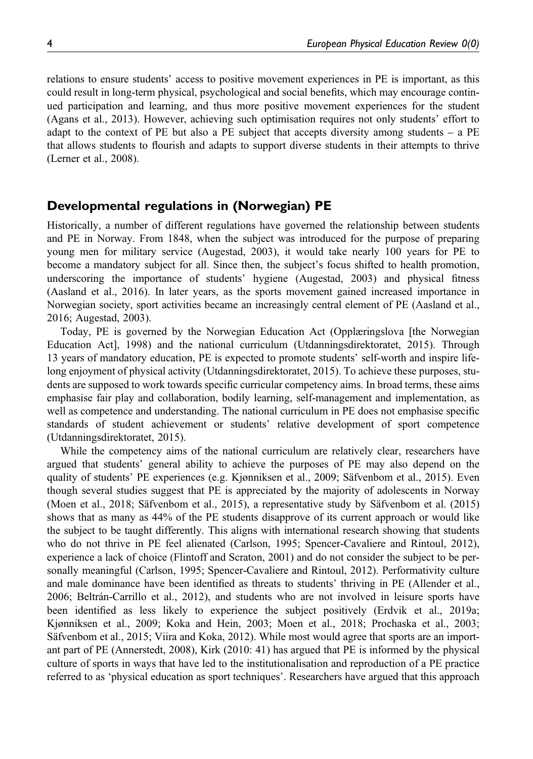relations to ensure students' access to positive movement experiences in PE is important, as this could result in long-term physical, psychological and social benefits, which may encourage continued participation and learning, and thus more positive movement experiences for the student (Agans et al., 2013). However, achieving such optimisation requires not only students' effort to adapt to the context of PE but also a PE subject that accepts diversity among students – a PE that allows students to flourish and adapts to support diverse students in their attempts to thrive (Lerner et al., 2008).

## Developmental regulations in (Norwegian) PE

Historically, a number of different regulations have governed the relationship between students and PE in Norway. From 1848, when the subject was introduced for the purpose of preparing young men for military service (Augestad, 2003), it would take nearly 100 years for PE to become a mandatory subject for all. Since then, the subject's focus shifted to health promotion, underscoring the importance of students' hygiene (Augestad, 2003) and physical fitness (Aasland et al., 2016). In later years, as the sports movement gained increased importance in Norwegian society, sport activities became an increasingly central element of PE (Aasland et al., 2016; Augestad, 2003).

Today, PE is governed by the Norwegian Education Act (Opplæringslova [the Norwegian Education Act], 1998) and the national curriculum (Utdanningsdirektoratet, 2015). Through 13 years of mandatory education, PE is expected to promote students' self-worth and inspire lifelong enjoyment of physical activity (Utdanningsdirektoratet, 2015). To achieve these purposes, students are supposed to work towards specific curricular competency aims. In broad terms, these aims emphasise fair play and collaboration, bodily learning, self-management and implementation, as well as competence and understanding. The national curriculum in PE does not emphasise specific standards of student achievement or students' relative development of sport competence (Utdanningsdirektoratet, 2015).

While the competency aims of the national curriculum are relatively clear, researchers have argued that students' general ability to achieve the purposes of PE may also depend on the quality of students' PE experiences (e.g. Kjønniksen et al., 2009; Säfvenbom et al., 2015). Even though several studies suggest that PE is appreciated by the majority of adolescents in Norway (Moen et al., 2018; Säfvenbom et al., 2015), a representative study by Säfvenbom et al. (2015) shows that as many as 44% of the PE students disapprove of its current approach or would like the subject to be taught differently. This aligns with international research showing that students who do not thrive in PE feel alienated (Carlson, 1995; Spencer-Cavaliere and Rintoul, 2012), experience a lack of choice (Flintoff and Scraton, 2001) and do not consider the subject to be personally meaningful (Carlson, 1995; Spencer-Cavaliere and Rintoul, 2012). Performativity culture and male dominance have been identified as threats to students' thriving in PE (Allender et al., 2006; Beltrán-Carrillo et al., 2012), and students who are not involved in leisure sports have been identified as less likely to experience the subject positively (Erdvik et al., 2019a; Kjønniksen et al., 2009; Koka and Hein, 2003; Moen et al., 2018; Prochaska et al., 2003; Säfvenbom et al., 2015; Viira and Koka, 2012). While most would agree that sports are an important part of PE (Annerstedt, 2008), Kirk (2010: 41) has argued that PE is informed by the physical culture of sports in ways that have led to the institutionalisation and reproduction of a PE practice referred to as 'physical education as sport techniques'. Researchers have argued that this approach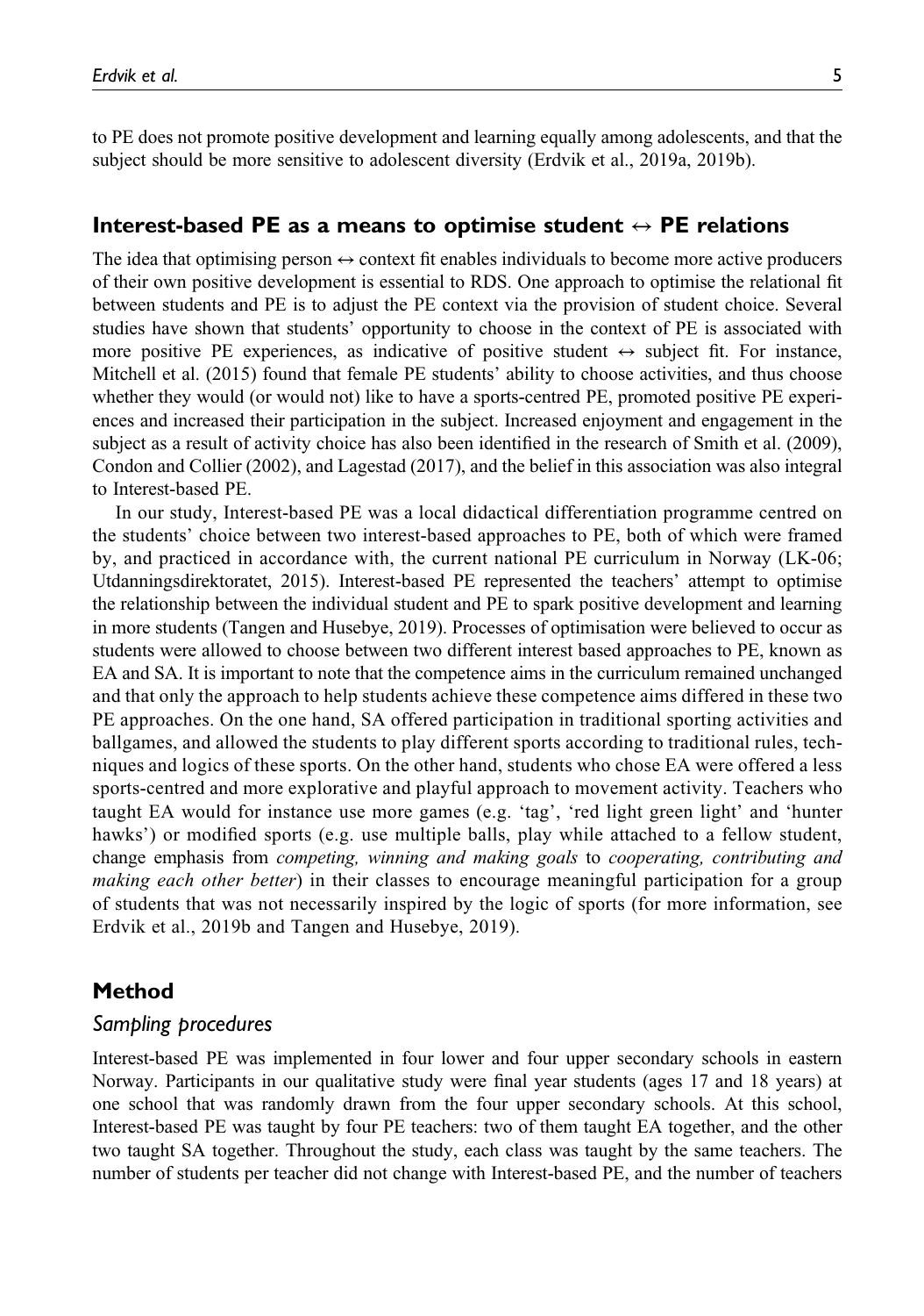to PE does not promote positive development and learning equally among adolescents, and that the subject should be more sensitive to adolescent diversity (Erdvik et al., 2019a, 2019b).

## Interest-based PE as a means to optimise student ↔ PE relations

The idea that optimising person ↔ context fit enables individuals to become more active producers of their own positive development is essential to RDS. One approach to optimise the relational fit between students and PE is to adjust the PE context via the provision of student choice. Several studies have shown that students' opportunity to choose in the context of PE is associated with more positive PE experiences, as indicative of positive student ↔ subject fit. For instance, Mitchell et al. (2015) found that female PE students' ability to choose activities, and thus choose whether they would (or would not) like to have a sports-centred PE, promoted positive PE experiences and increased their participation in the subject. Increased enjoyment and engagement in the subject as a result of activity choice has also been identified in the research of Smith et al. (2009), Condon and Collier (2002), and Lagestad (2017), and the belief in this association was also integral to Interest-based PE.

In our study, Interest-based PE was a local didactical differentiation programme centred on the students' choice between two interest-based approaches to PE, both of which were framed by, and practiced in accordance with, the current national PE curriculum in Norway (LK-06; Utdanningsdirektoratet, 2015). Interest-based PE represented the teachers' attempt to optimise the relationship between the individual student and PE to spark positive development and learning in more students (Tangen and Husebye, 2019). Processes of optimisation were believed to occur as students were allowed to choose between two different interest based approaches to PE, known as EA and SA. It is important to note that the competence aims in the curriculum remained unchanged and that only the approach to help students achieve these competence aims differed in these two PE approaches. On the one hand, SA offered participation in traditional sporting activities and ballgames, and allowed the students to play different sports according to traditional rules, techniques and logics of these sports. On the other hand, students who chose EA were offered a less sports-centred and more explorative and playful approach to movement activity. Teachers who taught EA would for instance use more games (e.g. 'tag', 'red light green light' and 'hunter hawks') or modified sports (e.g. use multiple balls, play while attached to a fellow student, change emphasis from *competing, winning and making goals* to *cooperating, contributing and making each other better*) in their classes to encourage meaningful participation for a group of students that was not necessarily inspired by the logic of sports (for more information, see Erdvik et al., 2019b and Tangen and Husebye, 2019).

## Method

### Sampling procedures

Interest-based PE was implemented in four lower and four upper secondary schools in eastern Norway. Participants in our qualitative study were final year students (ages 17 and 18 years) at one school that was randomly drawn from the four upper secondary schools. At this school, Interest-based PE was taught by four PE teachers: two of them taught EA together, and the other two taught SA together. Throughout the study, each class was taught by the same teachers. The number of students per teacher did not change with Interest-based PE, and the number of teachers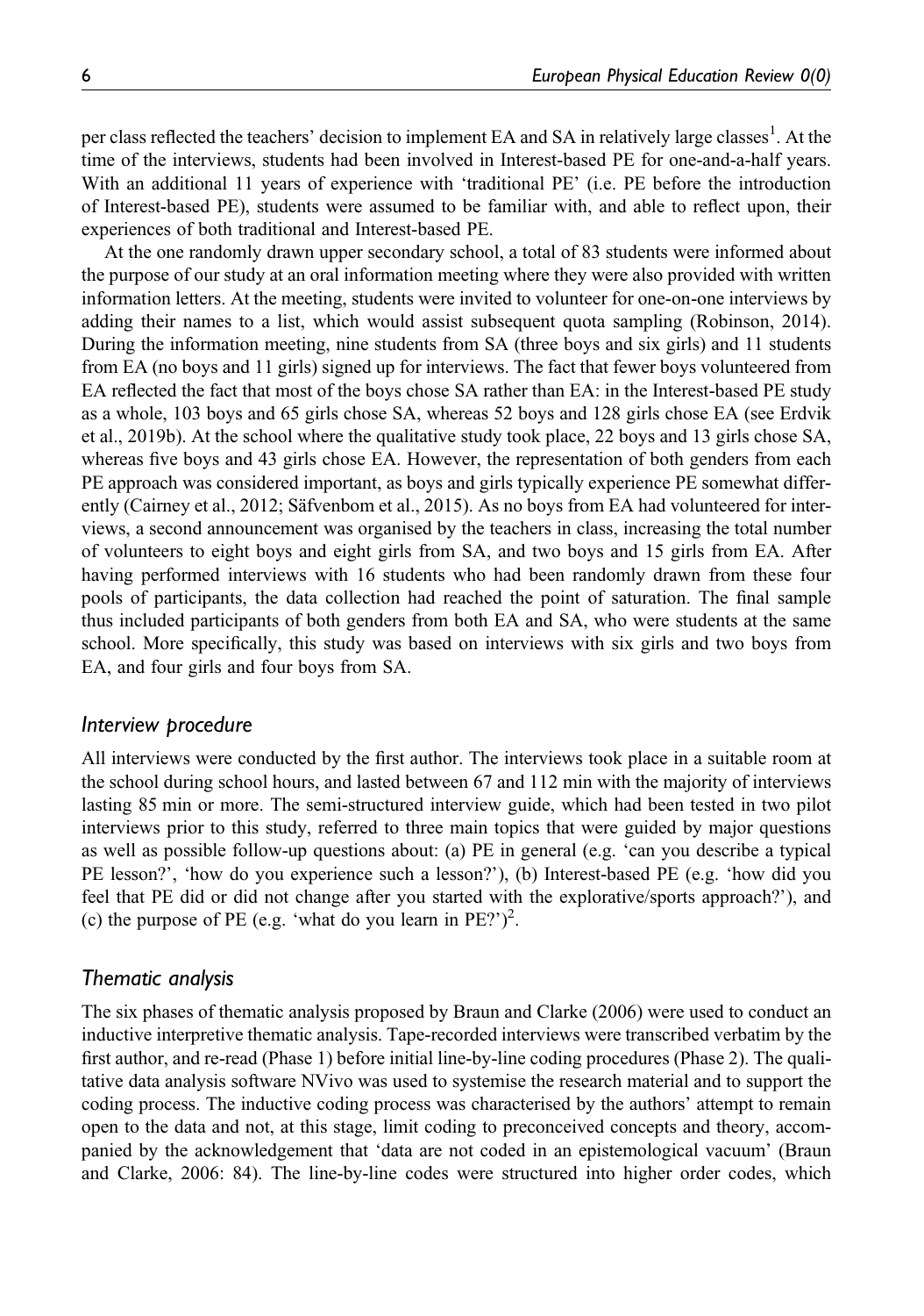per class reflected the teachers' decision to implement EA and SA in relatively large classes[1]. At the time of the interviews, students had been involved in Interest-based PE for one-and-a-half years. With an additional 11 years of experience with 'traditional PE' (i.e. PE before the introduction of Interest-based PE), students were assumed to be familiar with, and able to reflect upon, their experiences of both traditional and Interest-based PE.

At the one randomly drawn upper secondary school, a total of 83 students were informed about the purpose of our study at an oral information meeting where they were also provided with written information letters. At the meeting, students were invited to volunteer for one-on-one interviews by adding their names to a list, which would assist subsequent quota sampling (Robinson, 2014). During the information meeting, nine students from SA (three boys and six girls) and 11 students from EA (no boys and 11 girls) signed up for interviews. The fact that fewer boys volunteered from EA reflected the fact that most of the boys chose SA rather than EA: in the Interest-based PE study as a whole, 103 boys and 65 girls chose SA, whereas 52 boys and 128 girls chose EA (see Erdvik et al., 2019b). At the school where the qualitative study took place, 22 boys and 13 girls chose SA, whereas five boys and 43 girls chose EA. However, the representation of both genders from each PE approach was considered important, as boys and girls typically experience PE somewhat differently (Cairney et al., 2012; Säfvenbom et al., 2015). As no boys from EA had volunteered for interviews, a second announcement was organised by the teachers in class, increasing the total number of volunteers to eight boys and eight girls from SA, and two boys and 15 girls from EA. After having performed interviews with 16 students who had been randomly drawn from these four pools of participants, the data collection had reached the point of saturation. The final sample thus included participants of both genders from both EA and SA, who were students at the same school. More specifically, this study was based on interviews with six girls and two boys from EA, and four girls and four boys from SA.

## Interview procedure

All interviews were conducted by the first author. The interviews took place in a suitable room at the school during school hours, and lasted between 67 and 112 min with the majority of interviews lasting 85 min or more. The semi-structured interview guide, which had been tested in two pilot interviews prior to this study, referred to three main topics that were guided by major questions as well as possible follow-up questions about: (a) PE in general (e.g. 'can you describe a typical PE lesson?', 'how do you experience such a lesson?'), (b) Interest-based PE (e.g. 'how did you feel that PE did or did not change after you started with the explorative/sports approach?'), and (c) the purpose of PE (e.g. 'what do you learn in PE?')[2].

## Thematic analysis

The six phases of thematic analysis proposed by Braun and Clarke (2006) were used to conduct an inductive interpretive thematic analysis. Tape-recorded interviews were transcribed verbatim by the first author, and re-read (Phase 1) before initial line-by-line coding procedures (Phase 2). The qualitative data analysis software NVivo was used to systemise the research material and to support the coding process. The inductive coding process was characterised by the authors' attempt to remain open to the data and not, at this stage, limit coding to preconceived concepts and theory, accompanied by the acknowledgement that 'data are not coded in an epistemological vacuum' (Braun and Clarke, 2006: 84). The line-by-line codes were structured into higher order codes, which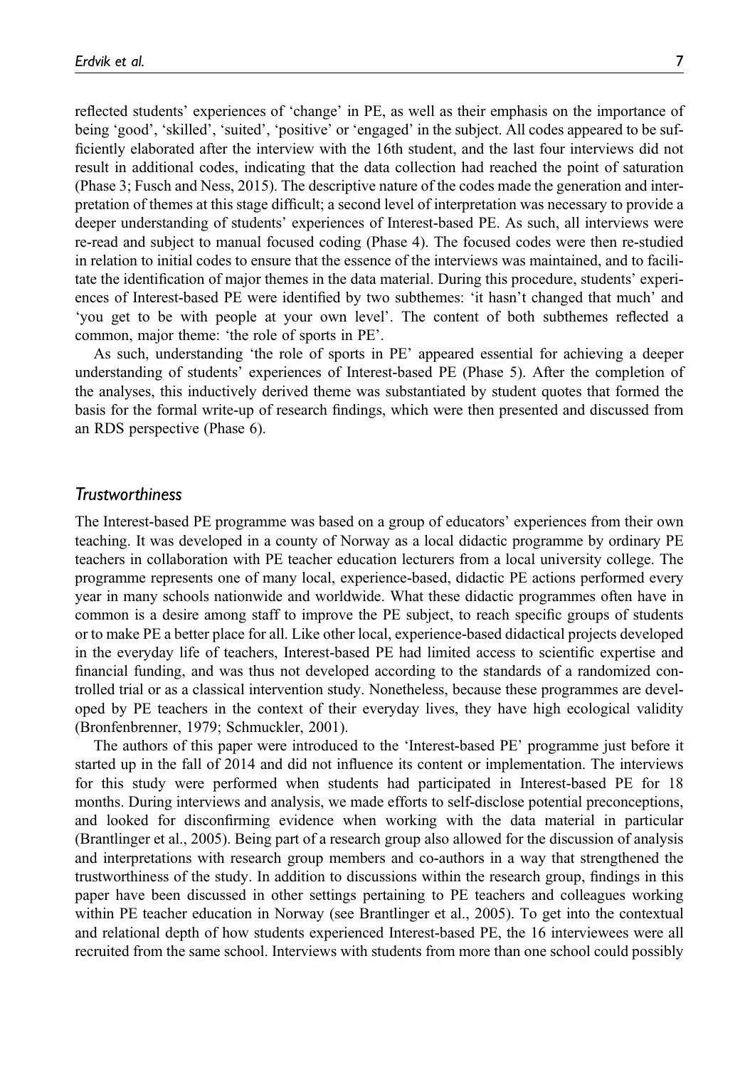reflected students' experiences of 'change' in PE, as well as their emphasis on the importance of being 'good', 'skilled', 'suited', 'positive' or 'engaged' in the subject. All codes appeared to be sufficiently elaborated after the interview with the 16th student, and the last four interviews did not result in additional codes, indicating that the data collection had reached the point of saturation (Phase 3; Fusch and Ness, 2015). The descriptive nature of the codes made the generation and interpretation of themes at this stage difficult; a second level of interpretation was necessary to provide a deeper understanding of students' experiences of Interest-based PE. As such, all interviews were re-read and subject to manual focused coding (Phase 4). The focused codes were then re-studied in relation to initial codes to ensure that the essence of the interviews was maintained, and to facilitate the identification of major themes in the data material. During this procedure, students' experiences of Interest-based PE were identified by two subthemes: 'it hasn't changed that much' and 'you get to be with people at your own level'. The content of both subthemes reflected a common, major theme: 'the role of sports in PE'.

As such, understanding 'the role of sports in PE' appeared essential for achieving a deeper understanding of students' experiences of Interest-based PE (Phase 5). After the completion of the analyses, this inductively derived theme was substantiated by student quotes that formed the basis for the formal write-up of research findings, which were then presented and discussed from an RDS perspective (Phase 6).

## *Trustworthiness*

The Interest-based PE programme was based on a group of educators' experiences from their own teaching. It was developed in a county of Norway as a local didactic programme by ordinary PE teachers in collaboration with PE teacher education lecturers from a local university college. The programme represents one of many local, experience-based, didactic PE actions performed every year in many schools nationwide and worldwide. What these didactic programmes often have in common is a desire among staff to improve the PE subject, to reach specific groups of students or to make PE a better place for all. Like other local, experience-based didactical projects developed in the everyday life of teachers, Interest-based PE had limited access to scientific expertise and financial funding, and was thus not developed according to the standards of a randomized controlled trial or as a classical intervention study. Nonetheless, because these programmes are developed by PE teachers in the context of their everyday lives, they have high ecological validity (Bronfenbrenner, 1979; Schmuckler, 2001).

The authors of this paper were introduced to the 'Interest-based PE' programme just before it started up in the fall of 2014 and did not influence its content or implementation. The interviews for this study were performed when students had participated in Interest-based PE for 18 months. During interviews and analysis, we made efforts to self-disclose potential preconceptions, and looked for disconfirming evidence when working with the data material in particular (Brantlinger et al., 2005). Being part of a research group also allowed for the discussion of analysis and interpretations with research group members and co-authors in a way that strengthened the trustworthiness of the study. In addition to discussions within the research group, findings in this paper have been discussed in other settings pertaining to PE teachers and colleagues working within PE teacher education in Norway (see Brantlinger et al., 2005). To get into the contextual and relational depth of how students experienced Interest-based PE, the 16 interviewees were all recruited from the same school. Interviews with students from more than one school could possibly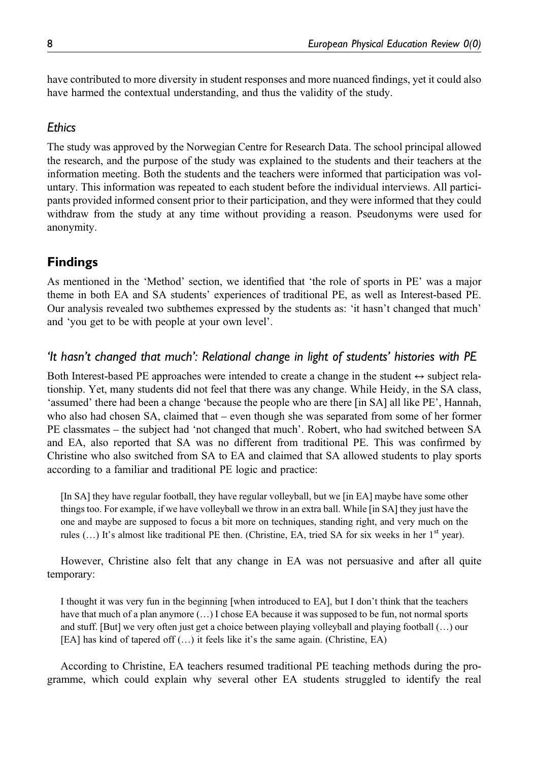have contributed to more diversity in student responses and more nuanced findings, yet it could also have harmed the contextual understanding, and thus the validity of the study.

### *Ethics*

The study was approved by the Norwegian Centre for Research Data. The school principal allowed the research, and the purpose of the study was explained to the students and their teachers at the information meeting. Both the students and the teachers were informed that participation was voluntary. This information was repeated to each student before the individual interviews. All participants provided informed consent prior to their participation, and they were informed that they could withdraw from the study at any time without providing a reason. Pseudonyms were used for anonymity.

## Findings

As mentioned in the 'Method' section, we identified that 'the role of sports in PE' was a major theme in both EA and SA students' experiences of traditional PE, as well as Interest-based PE. Our analysis revealed two subthemes expressed by the students as: 'it hasn't changed that much' and 'you get to be with people at your own level'.

### *'It hasn't changed that much': Relational change in light of students' histories with PE*

Both Interest-based PE approaches were intended to create a change in the student ↔ subject relationship. Yet, many students did not feel that there was any change. While Heidy, in the SA class, 'assumed' there had been a change 'because the people who are there [in SA] all like PE', Hannah, who also had chosen SA, claimed that – even though she was separated from some of her former PE classmates – the subject had 'not changed that much'. Robert, who had switched between SA and EA, also reported that SA was no different from traditional PE. This was confirmed by Christine who also switched from SA to EA and claimed that SA allowed students to play sports according to a familiar and traditional PE logic and practice:

> [In SA] they have regular football, they have regular volleyball, but we [in EA] maybe have some other things too. For example, if we have volleyball we throw in an extra ball. While [in SA] they just have the one and maybe are supposed to focus a bit more on techniques, standing right, and very much on the rules (…) It's almost like traditional PE then. (Christine, EA, tried SA for six weeks in her 1st year).

However, Christine also felt that any change in EA was not persuasive and after all quite temporary:

> I thought it was very fun in the beginning [when introduced to EA], but I don't think that the teachers have that much of a plan anymore (…) I chose EA because it was supposed to be fun, not normal sports and stuff. [But] we very often just get a choice between playing volleyball and playing football (…) our [EA] has kind of tapered off (…) it feels like it's the same again. (Christine, EA)

According to Christine, EA teachers resumed traditional PE teaching methods during the programme, which could explain why several other EA students struggled to identify the real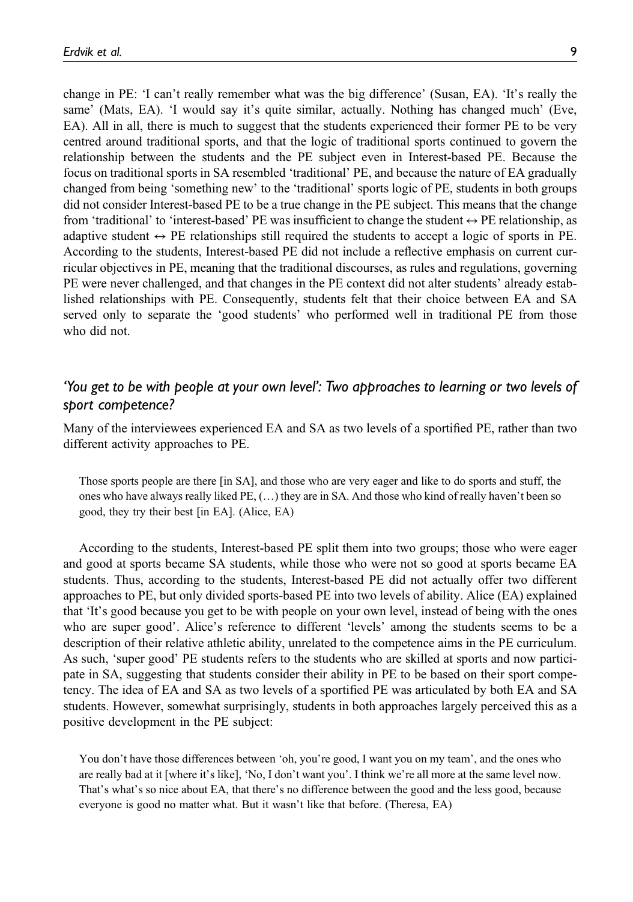change in PE: 'I can't really remember what was the big difference' (Susan, EA). 'It's really the same' (Mats, EA). 'I would say it's quite similar, actually. Nothing has changed much' (Eve, EA). All in all, there is much to suggest that the students experienced their former PE to be very centred around traditional sports, and that the logic of traditional sports continued to govern the relationship between the students and the PE subject even in Interest-based PE. Because the focus on traditional sports in SA resembled 'traditional' PE, and because the nature of EA gradually changed from being 'something new' to the 'traditional' sports logic of PE, students in both groups did not consider Interest-based PE to be a true change in the PE subject. This means that the change from 'traditional' to 'interest-based' PE was insufficient to change the student ↔ PE relationship, as adaptive student ↔ PE relationships still required the students to accept a logic of sports in PE. According to the students, Interest-based PE did not include a reflective emphasis on current curricular objectives in PE, meaning that the traditional discourses, as rules and regulations, governing PE were never challenged, and that changes in the PE context did not alter students' already established relationships with PE. Consequently, students felt that their choice between EA and SA served only to separate the 'good students' who performed well in traditional PE from those who did not.

## *'You get to be with people at your own level': Two approaches to learning or two levels of sport competence?*

Many of the interviewees experienced EA and SA as two levels of a sportified PE, rather than two different activity approaches to PE.

> Those sports people are there [in SA], and those who are very eager and like to do sports and stuff, the ones who have always really liked PE, (…) they are in SA. And those who kind of really haven't been so good, they try their best [in EA]. (Alice, EA)

According to the students, Interest-based PE split them into two groups; those who were eager and good at sports became SA students, while those who were not so good at sports became EA students. Thus, according to the students, Interest-based PE did not actually offer two different approaches to PE, but only divided sports-based PE into two levels of ability. Alice (EA) explained that 'It's good because you get to be with people on your own level, instead of being with the ones who are super good'. Alice's reference to different 'levels' among the students seems to be a description of their relative athletic ability, unrelated to the competence aims in the PE curriculum. As such, 'super good' PE students refers to the students who are skilled at sports and now participate in SA, suggesting that students consider their ability in PE to be based on their sport competency. The idea of EA and SA as two levels of a sportified PE was articulated by both EA and SA students. However, somewhat surprisingly, students in both approaches largely perceived this as a positive development in the PE subject:

> You don't have those differences between 'oh, you're good, I want you on my team', and the ones who are really bad at it [where it's like], 'No, I don't want you'. I think we're all more at the same level now. That's what's so nice about EA, that there's no difference between the good and the less good, because everyone is good no matter what. But it wasn't like that before. (Theresa, EA)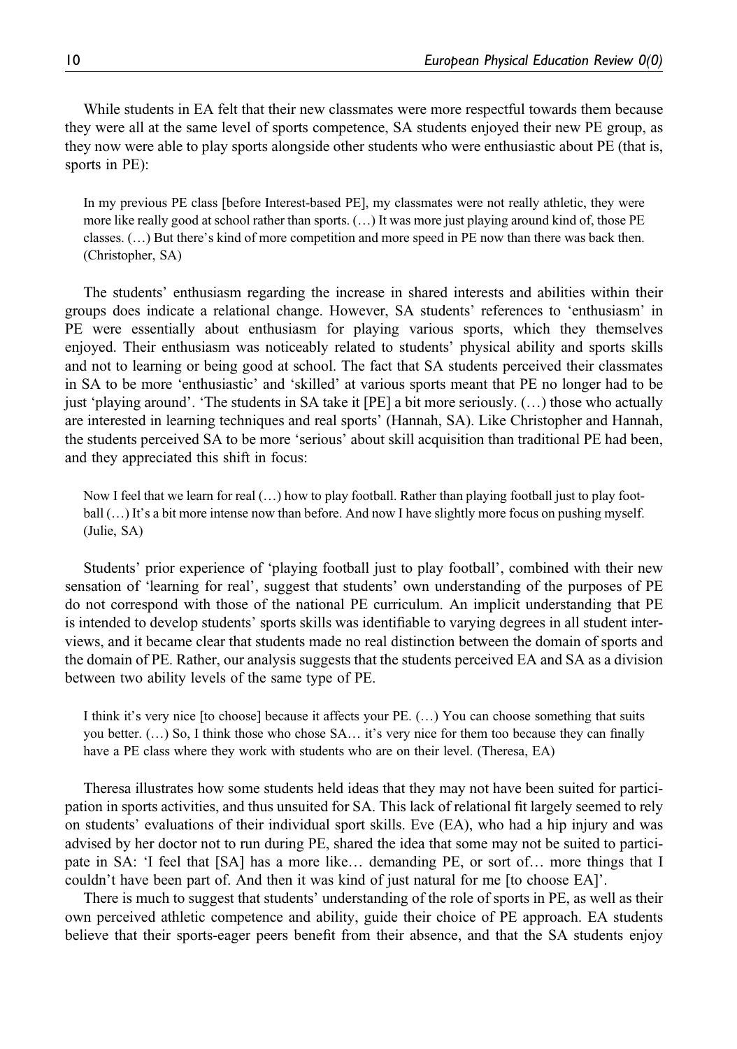While students in EA felt that their new classmates were more respectful towards them because they were all at the same level of sports competence, SA students enjoyed their new PE group, as they now were able to play sports alongside other students who were enthusiastic about PE (that is, sports in PE):

> In my previous PE class [before Interest-based PE], my classmates were not really athletic, they were more like really good at school rather than sports. (…) It was more just playing around kind of, those PE classes. (…) But there's kind of more competition and more speed in PE now than there was back then. (Christopher, SA)

The students' enthusiasm regarding the increase in shared interests and abilities within their groups does indicate a relational change. However, SA students' references to 'enthusiasm' in PE were essentially about enthusiasm for playing various sports, which they themselves enjoyed. Their enthusiasm was noticeably related to students' physical ability and sports skills and not to learning or being good at school. The fact that SA students perceived their classmates in SA to be more 'enthusiastic' and 'skilled' at various sports meant that PE no longer had to be just 'playing around'. 'The students in SA take it [PE] a bit more seriously. (…) those who actually are interested in learning techniques and real sports' (Hannah, SA). Like Christopher and Hannah, the students perceived SA to be more 'serious' about skill acquisition than traditional PE had been, and they appreciated this shift in focus:

> Now I feel that we learn for real (…) how to play football. Rather than playing football just to play football (…) It's a bit more intense now than before. And now I have slightly more focus on pushing myself. (Julie, SA)

Students' prior experience of 'playing football just to play football', combined with their new sensation of 'learning for real', suggest that students' own understanding of the purposes of PE do not correspond with those of the national PE curriculum. An implicit understanding that PE is intended to develop students' sports skills was identifiable to varying degrees in all student interviews, and it became clear that students made no real distinction between the domain of sports and the domain of PE. Rather, our analysis suggests that the students perceived EA and SA as a division between two ability levels of the same type of PE.

> I think it's very nice [to choose] because it affects your PE. (…) You can choose something that suits you better. (…) So, I think those who chose SA… it's very nice for them too because they can finally have a PE class where they work with students who are on their level. (Theresa, EA)

Theresa illustrates how some students held ideas that they may not have been suited for participation in sports activities, and thus unsuited for SA. This lack of relational fit largely seemed to rely on students' evaluations of their individual sport skills. Eve (EA), who had a hip injury and was advised by her doctor not to run during PE, shared the idea that some may not be suited to participate in SA: 'I feel that [SA] has a more like… demanding PE, or sort of… more things that I couldn't have been part of. And then it was kind of just natural for me [to choose EA]'.

There is much to suggest that students' understanding of the role of sports in PE, as well as their own perceived athletic competence and ability, guide their choice of PE approach. EA students believe that their sports-eager peers benefit from their absence, and that the SA students enjoy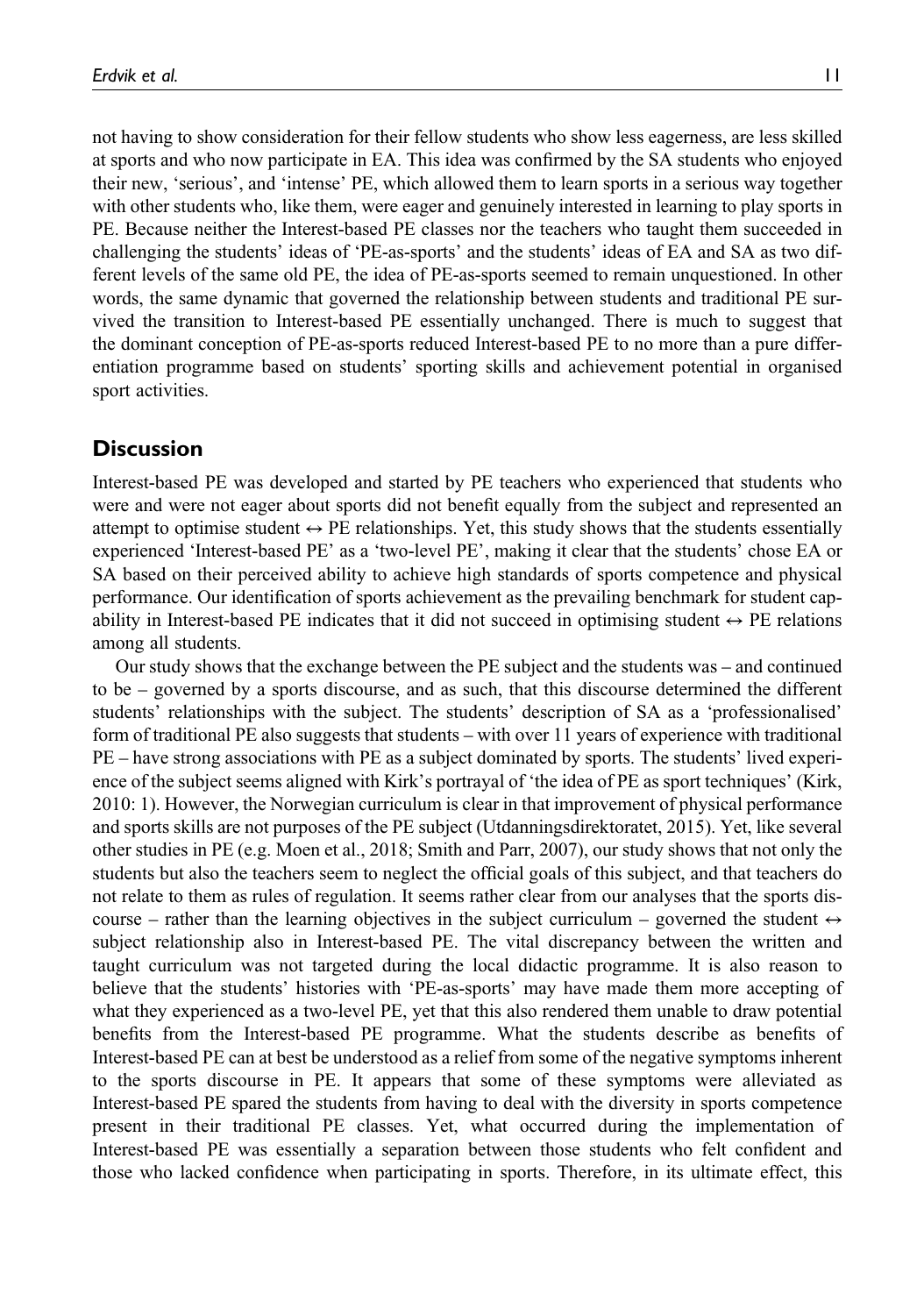not having to show consideration for their fellow students who show less eagerness, are less skilled at sports and who now participate in EA. This idea was confirmed by the SA students who enjoyed their new, 'serious', and 'intense' PE, which allowed them to learn sports in a serious way together with other students who, like them, were eager and genuinely interested in learning to play sports in PE. Because neither the Interest-based PE classes nor the teachers who taught them succeeded in challenging the students' ideas of 'PE-as-sports' and the students' ideas of EA and SA as two different levels of the same old PE, the idea of PE-as-sports seemed to remain unquestioned. In other words, the same dynamic that governed the relationship between students and traditional PE survived the transition to Interest-based PE essentially unchanged. There is much to suggest that the dominant conception of PE-as-sports reduced Interest-based PE to no more than a pure differentiation programme based on students' sporting skills and achievement potential in organised sport activities.

## Discussion

Interest-based PE was developed and started by PE teachers who experienced that students who were and were not eager about sports did not benefit equally from the subject and represented an attempt to optimise student ↔ PE relationships. Yet, this study shows that the students essentially experienced 'Interest-based PE' as a 'two-level PE', making it clear that the students' chose EA or SA based on their perceived ability to achieve high standards of sports competence and physical performance. Our identification of sports achievement as the prevailing benchmark for student capability in Interest-based PE indicates that it did not succeed in optimising student ↔ PE relations among all students.

Our study shows that the exchange between the PE subject and the students was – and continued to be – governed by a sports discourse, and as such, that this discourse determined the different students' relationships with the subject. The students' description of SA as a 'professionalised' form of traditional PE also suggests that students – with over 11 years of experience with traditional PE – have strong associations with PE as a subject dominated by sports. The students' lived experience of the subject seems aligned with Kirk's portrayal of 'the idea of PE as sport techniques' (Kirk, 2010: 1). However, the Norwegian curriculum is clear in that improvement of physical performance and sports skills are not purposes of the PE subject (Utdanningsdirektoratet, 2015). Yet, like several other studies in PE (e.g. Moen et al., 2018; Smith and Parr, 2007), our study shows that not only the students but also the teachers seem to neglect the official goals of this subject, and that teachers do not relate to them as rules of regulation. It seems rather clear from our analyses that the sports discourse – rather than the learning objectives in the subject curriculum – governed the student ↔ subject relationship also in Interest-based PE. The vital discrepancy between the written and taught curriculum was not targeted during the local didactic programme. It is also reason to believe that the students' histories with 'PE-as-sports' may have made them more accepting of what they experienced as a two-level PE, yet that this also rendered them unable to draw potential benefits from the Interest-based PE programme. What the students describe as benefits of Interest-based PE can at best be understood as a relief from some of the negative symptoms inherent to the sports discourse in PE. It appears that some of these symptoms were alleviated as Interest-based PE spared the students from having to deal with the diversity in sports competence present in their traditional PE classes. Yet, what occurred during the implementation of Interest-based PE was essentially a separation between those students who felt confident and those who lacked confidence when participating in sports. Therefore, in its ultimate effect, this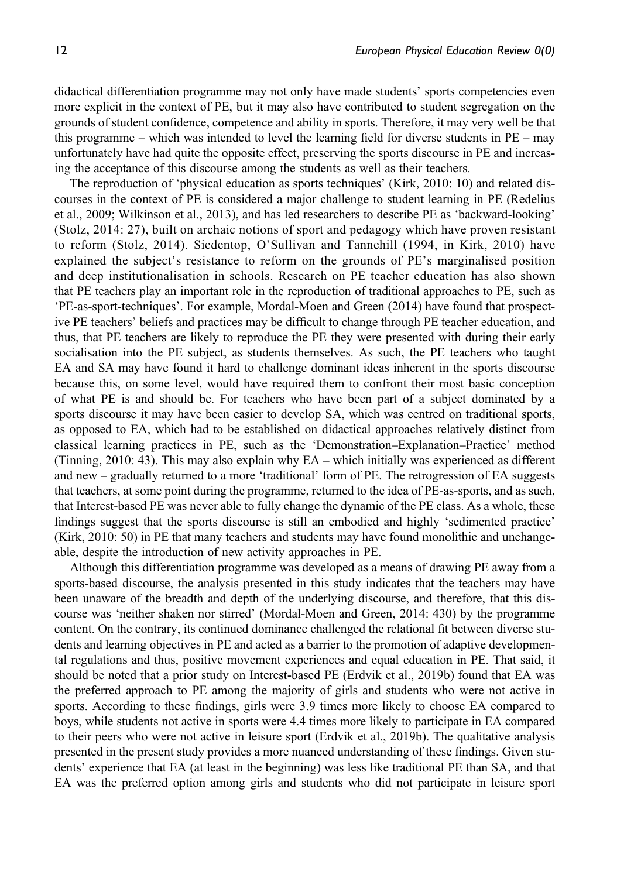didactical differentiation programme may not only have made students' sports competencies even more explicit in the context of PE, but it may also have contributed to student segregation on the grounds of student confidence, competence and ability in sports. Therefore, it may very well be that this programme – which was intended to level the learning field for diverse students in PE – may unfortunately have had quite the opposite effect, preserving the sports discourse in PE and increasing the acceptance of this discourse among the students as well as their teachers.

The reproduction of 'physical education as sports techniques' (Kirk, 2010: 10) and related discourses in the context of PE is considered a major challenge to student learning in PE (Redelius et al., 2009; Wilkinson et al., 2013), and has led researchers to describe PE as 'backward-looking' (Stolz, 2014: 27), built on archaic notions of sport and pedagogy which have proven resistant to reform (Stolz, 2014). Siedentop, O'Sullivan and Tannehill (1994, in Kirk, 2010) have explained the subject's resistance to reform on the grounds of PE's marginalised position and deep institutionalisation in schools. Research on PE teacher education has also shown that PE teachers play an important role in the reproduction of traditional approaches to PE, such as 'PE-as-sport-techniques'. For example, Mordal-Moen and Green (2014) have found that prospective PE teachers' beliefs and practices may be difficult to change through PE teacher education, and thus, that PE teachers are likely to reproduce the PE they were presented with during their early socialisation into the PE subject, as students themselves. As such, the PE teachers who taught EA and SA may have found it hard to challenge dominant ideas inherent in the sports discourse because this, on some level, would have required them to confront their most basic conception of what PE is and should be. For teachers who have been part of a subject dominated by a sports discourse it may have been easier to develop SA, which was centred on traditional sports, as opposed to EA, which had to be established on didactical approaches relatively distinct from classical learning practices in PE, such as the 'Demonstration–Explanation–Practice' method (Tinning, 2010: 43). This may also explain why EA – which initially was experienced as different and new – gradually returned to a more 'traditional' form of PE. The retrogression of EA suggests that teachers, at some point during the programme, returned to the idea of PE-as-sports, and as such, that Interest-based PE was never able to fully change the dynamic of the PE class. As a whole, these findings suggest that the sports discourse is still an embodied and highly 'sedimented practice' (Kirk, 2010: 50) in PE that many teachers and students may have found monolithic and unchangeable, despite the introduction of new activity approaches in PE.

Although this differentiation programme was developed as a means of drawing PE away from a sports-based discourse, the analysis presented in this study indicates that the teachers may have been unaware of the breadth and depth of the underlying discourse, and therefore, that this discourse was 'neither shaken nor stirred' (Mordal-Moen and Green, 2014: 430) by the programme content. On the contrary, its continued dominance challenged the relational fit between diverse students and learning objectives in PE and acted as a barrier to the promotion of adaptive developmental regulations and thus, positive movement experiences and equal education in PE. That said, it should be noted that a prior study on Interest-based PE (Erdvik et al., 2019b) found that EA was the preferred approach to PE among the majority of girls and students who were not active in sports. According to these findings, girls were 3.9 times more likely to choose EA compared to boys, while students not active in sports were 4.4 times more likely to participate in EA compared to their peers who were not active in leisure sport (Erdvik et al., 2019b). The qualitative analysis presented in the present study provides a more nuanced understanding of these findings. Given students' experience that EA (at least in the beginning) was less like traditional PE than SA, and that EA was the preferred option among girls and students who did not participate in leisure sport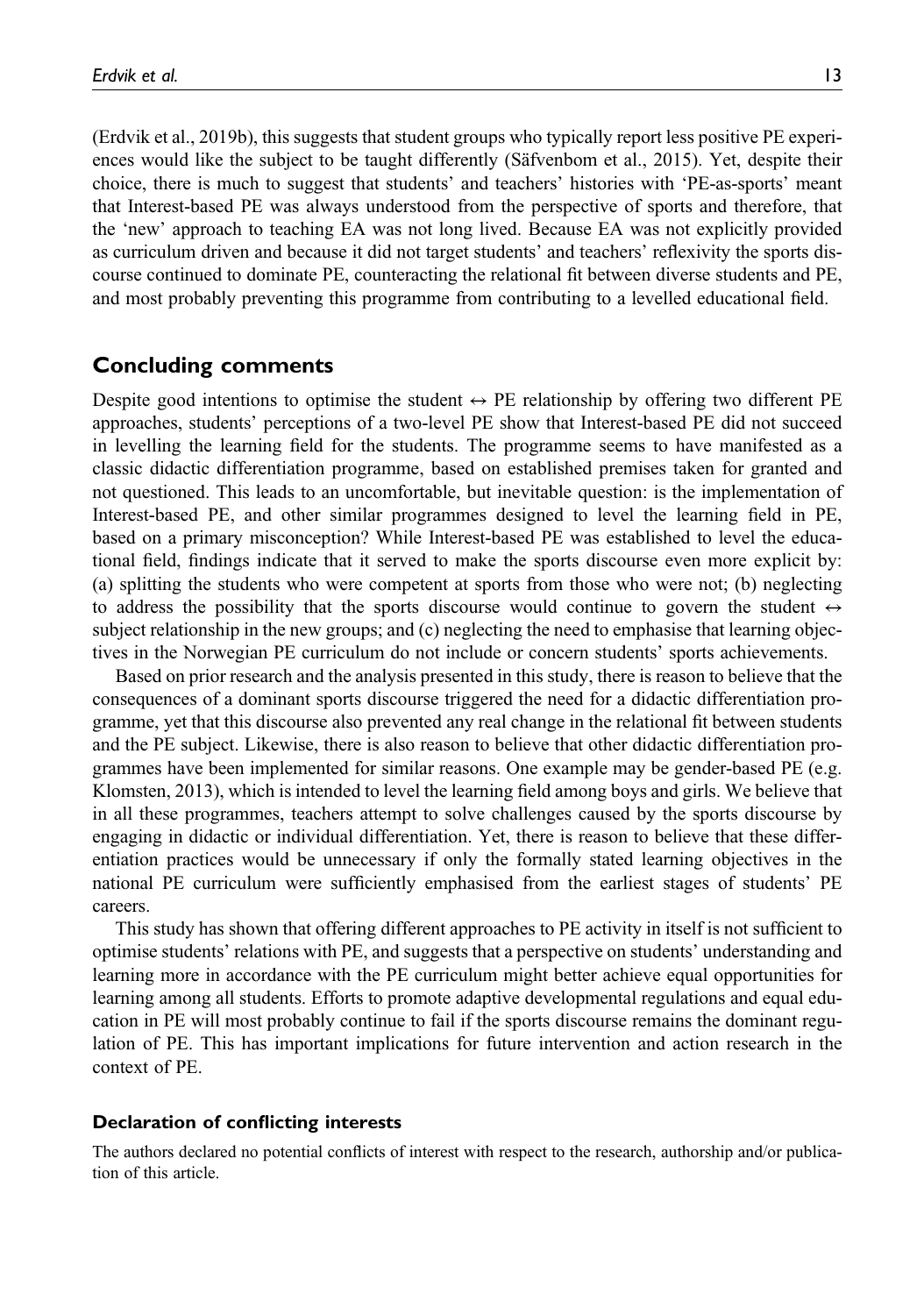(Erdvik et al., 2019b), this suggests that student groups who typically report less positive PE experiences would like the subject to be taught differently (Säfvenbom et al., 2015). Yet, despite their choice, there is much to suggest that students' and teachers' histories with 'PE-as-sports' meant that Interest-based PE was always understood from the perspective of sports and therefore, that the 'new' approach to teaching EA was not long lived. Because EA was not explicitly provided as curriculum driven and because it did not target students' and teachers' reflexivity the sports discourse continued to dominate PE, counteracting the relational fit between diverse students and PE, and most probably preventing this programme from contributing to a levelled educational field.

## Concluding comments

Despite good intentions to optimise the student ↔ PE relationship by offering two different PE approaches, students' perceptions of a two-level PE show that Interest-based PE did not succeed in levelling the learning field for the students. The programme seems to have manifested as a classic didactic differentiation programme, based on established premises taken for granted and not questioned. This leads to an uncomfortable, but inevitable question: is the implementation of Interest-based PE, and other similar programmes designed to level the learning field in PE, based on a primary misconception? While Interest-based PE was established to level the educational field, findings indicate that it served to make the sports discourse even more explicit by: (a) splitting the students who were competent at sports from those who were not; (b) neglecting to address the possibility that the sports discourse would continue to govern the student ↔ subject relationship in the new groups; and (c) neglecting the need to emphasise that learning objectives in the Norwegian PE curriculum do not include or concern students' sports achievements.

Based on prior research and the analysis presented in this study, there is reason to believe that the consequences of a dominant sports discourse triggered the need for a didactic differentiation programme, yet that this discourse also prevented any real change in the relational fit between students and the PE subject. Likewise, there is also reason to believe that other didactic differentiation programmes have been implemented for similar reasons. One example may be gender-based PE (e.g. Klomsten, 2013), which is intended to level the learning field among boys and girls. We believe that in all these programmes, teachers attempt to solve challenges caused by the sports discourse by engaging in didactic or individual differentiation. Yet, there is reason to believe that these differentiation practices would be unnecessary if only the formally stated learning objectives in the national PE curriculum were sufficiently emphasised from the earliest stages of students' PE careers.

This study has shown that offering different approaches to PE activity in itself is not sufficient to optimise students' relations with PE, and suggests that a perspective on students' understanding and learning more in accordance with the PE curriculum might better achieve equal opportunities for learning among all students. Efforts to promote adaptive developmental regulations and equal education in PE will most probably continue to fail if the sports discourse remains the dominant regulation of PE. This has important implications for future intervention and action research in the context of PE.

### Declaration of conflicting interests

The authors declared no potential conflicts of interest with respect to the research, authorship and/or publication of this article.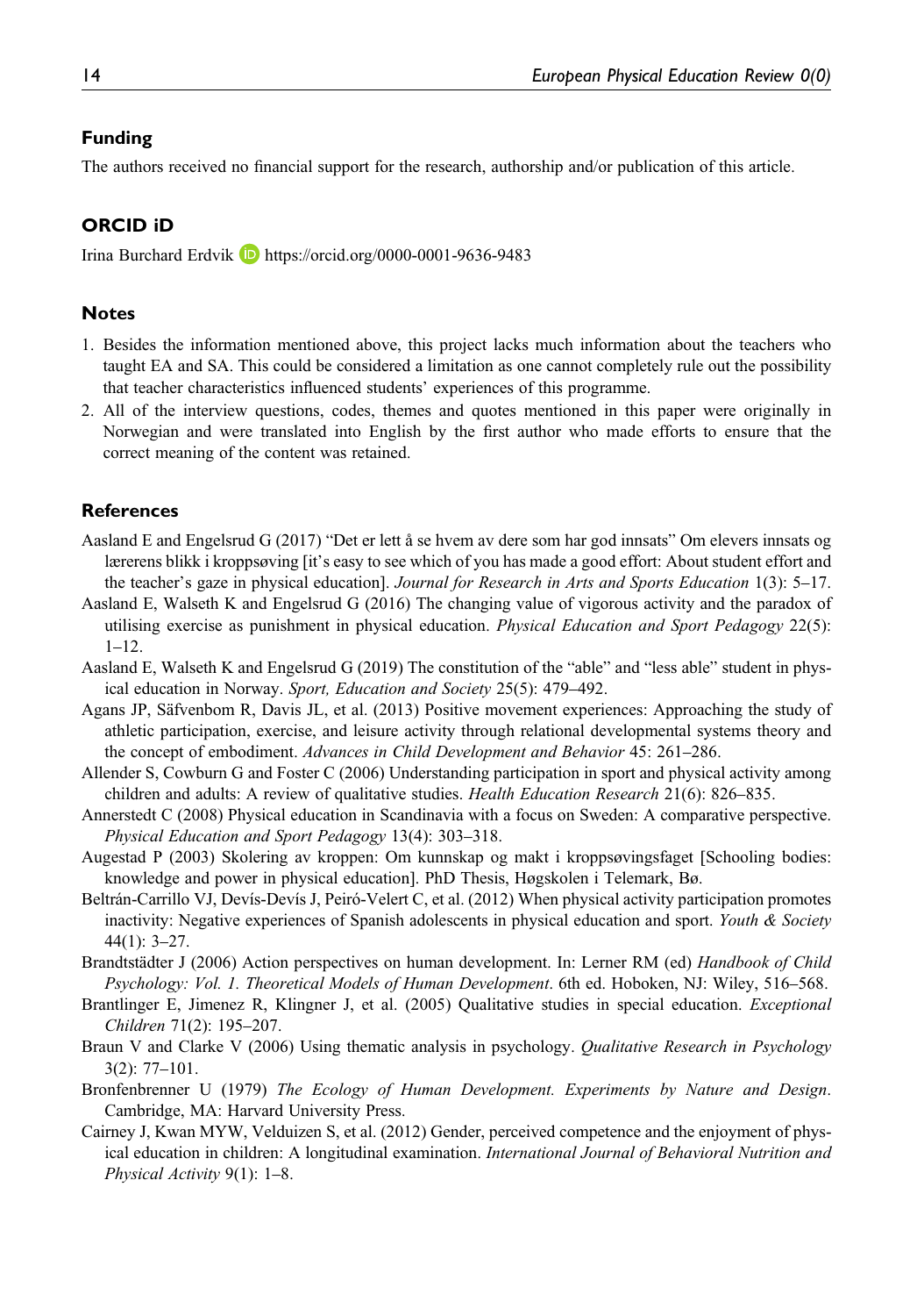## Funding

The authors received no financial support for the research, authorship and/or publication of this article.

## ORCID iD

Irina Burchard Erdvik https://orcid.org/0000-0001-9636-9483

## Notes

1. Besides the information mentioned above, this project lacks much information about the teachers who taught EA and SA. This could be considered a limitation as one cannot completely rule out the possibility that teacher characteristics influenced students' experiences of this programme.
2. All of the interview questions, codes, themes and quotes mentioned in this paper were originally in Norwegian and were translated into English by the first author who made efforts to ensure that the correct meaning of the content was retained.

## References

Aasland E and Engelsrud G (2017) "Det er lett å se hvem av dere som har god innsats" Om elevers innsats og lærerens blikk i kroppsøving [it's easy to see which of you has made a good effort: About student effort and the teacher's gaze in physical education]. *Journal for Research in Arts and Sports Education* 1(3): 5–17.

Aasland E, Walseth K and Engelsrud G (2016) The changing value of vigorous activity and the paradox of utilising exercise as punishment in physical education. *Physical Education and Sport Pedagogy* 22(5): 1–12.

Aasland E, Walseth K and Engelsrud G (2019) The constitution of the "able" and "less able" student in physical education in Norway. *Sport, Education and Society* 25(5): 479–492.

Agans JP, Säfvenbom R, Davis JL, et al. (2013) Positive movement experiences: Approaching the study of athletic participation, exercise, and leisure activity through relational developmental systems theory and the concept of embodiment. *Advances in Child Development and Behavior* 45: 261–286.

Allender S, Cowburn G and Foster C (2006) Understanding participation in sport and physical activity among children and adults: A review of qualitative studies. *Health Education Research* 21(6): 826–835.

Annerstedt C (2008) Physical education in Scandinavia with a focus on Sweden: A comparative perspective. *Physical Education and Sport Pedagogy* 13(4): 303–318.

Augestad P (2003) Skolering av kroppen: Om kunnskap og makt i kroppsøvingsfaget [Schooling bodies: knowledge and power in physical education]. PhD Thesis, Høgskolen i Telemark, Bø.

Beltrán-Carrillo VJ, Devís-Devís J, Peiró-Velert C, et al. (2012) When physical activity participation promotes inactivity: Negative experiences of Spanish adolescents in physical education and sport. *Youth & Society* 44(1): 3–27.

Brandtstädter J (2006) Action perspectives on human development. In: Lerner RM (ed) *Handbook of Child Psychology: Vol. 1. Theoretical Models of Human Development*. 6th ed. Hoboken, NJ: Wiley, 516–568.

Brantlinger E, Jimenez R, Klingner J, et al. (2005) Qualitative studies in special education. *Exceptional Children* 71(2): 195–207.

Braun V and Clarke V (2006) Using thematic analysis in psychology. *Qualitative Research in Psychology* 3(2): 77–101.

Bronfenbrenner U (1979) *The Ecology of Human Development. Experiments by Nature and Design*. Cambridge, MA: Harvard University Press.

Cairney J, Kwan MYW, Velduizen S, et al. (2012) Gender, perceived competence and the enjoyment of physical education in children: A longitudinal examination. *International Journal of Behavioral Nutrition and Physical Activity* 9(1): 1–8.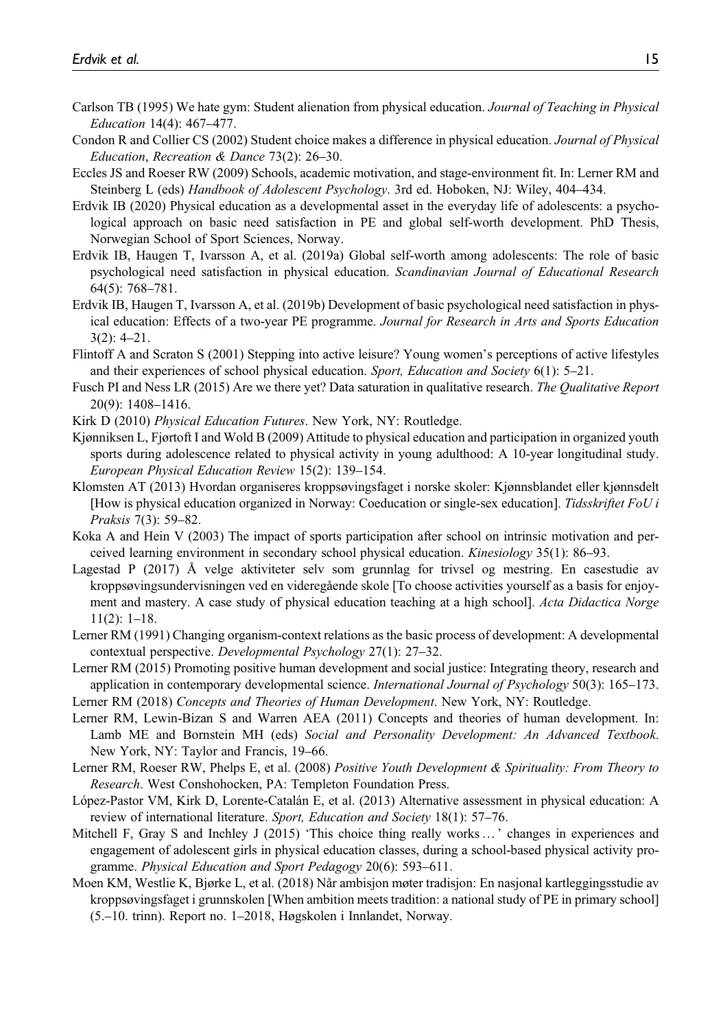Carlson TB (1995) We hate gym: Student alienation from physical education. *Journal of Teaching in Physical Education* 14(4): 467–477.

Condon R and Collier CS (2002) Student choice makes a difference in physical education. *Journal of Physical Education, Recreation & Dance* 73(2): 26–30.

Eccles JS and Roeser RW (2009) Schools, academic motivation, and stage-environment fit. In: Lerner RM and Steinberg L (eds) *Handbook of Adolescent Psychology*. 3rd ed. Hoboken, NJ: Wiley, 404–434.

Erdvik IB (2020) Physical education as a developmental asset in the everyday life of adolescents: a psychological approach on basic need satisfaction in PE and global self-worth development. PhD Thesis, Norwegian School of Sport Sciences, Norway.

Erdvik IB, Haugen T, Ivarsson A, et al. (2019a) Global self-worth among adolescents: The role of basic psychological need satisfaction in physical education. *Scandinavian Journal of Educational Research* 64(5): 768–781.

Erdvik IB, Haugen T, Ivarsson A, et al. (2019b) Development of basic psychological need satisfaction in physical education: Effects of a two-year PE programme. *Journal for Research in Arts and Sports Education* 3(2): 4–21.

Flintoff A and Scraton S (2001) Stepping into active leisure? Young women's perceptions of active lifestyles and their experiences of school physical education. *Sport, Education and Society* 6(1): 5–21.

Fusch PI and Ness LR (2015) Are we there yet? Data saturation in qualitative research. *The Qualitative Report* 20(9): 1408–1416.

Kirk D (2010) *Physical Education Futures*. New York, NY: Routledge.

Kjønniksen L, Fjørtoft I and Wold B (2009) Attitude to physical education and participation in organized youth sports during adolescence related to physical activity in young adulthood: A 10-year longitudinal study. *European Physical Education Review* 15(2): 139–154.

Klomsten AT (2013) Hvordan organiseres kroppsøvingsfaget i norske skoler: Kjønnsblandet eller kjønnsdelt [How is physical education organized in Norway: Coeducation or single-sex education]. *Tidsskriftet FoU i Praksis* 7(3): 59–82.

Koka A and Hein V (2003) The impact of sports participation after school on intrinsic motivation and perceived learning environment in secondary school physical education. *Kinesiology* 35(1): 86–93.

Lagestad P (2017) Å velge aktiviteter selv som grunnlag for trivsel og mestring. En casestudie av kroppsøvingsundervisningen ved en videregående skole [To choose activities yourself as a basis for enjoyment and mastery. A case study of physical education teaching at a high school]. *Acta Didactica Norge* 11(2): 1–18.

Lerner RM (1991) Changing organism-context relations as the basic process of development: A developmental contextual perspective. *Developmental Psychology* 27(1): 27–32.

Lerner RM (2015) Promoting positive human development and social justice: Integrating theory, research and application in contemporary developmental science. *International Journal of Psychology* 50(3): 165–173.

Lerner RM (2018) *Concepts and Theories of Human Development*. New York, NY: Routledge.

Lerner RM, Lewin-Bizan S and Warren AEA (2011) Concepts and theories of human development. In: Lamb ME and Bornstein MH (eds) *Social and Personality Development: An Advanced Textbook*. New York, NY: Taylor and Francis, 19–66.

Lerner RM, Roeser RW, Phelps E, et al. (2008) *Positive Youth Development & Spirituality: From Theory to Research*. West Conshohocken, PA: Templeton Foundation Press.

López-Pastor VM, Kirk D, Lorente-Catalán E, et al. (2013) Alternative assessment in physical education: A review of international literature. *Sport, Education and Society* 18(1): 57–76.

Mitchell F, Gray S and Inchley J (2015) 'This choice thing really works … ' changes in experiences and engagement of adolescent girls in physical education classes, during a school-based physical activity programme. *Physical Education and Sport Pedagogy* 20(6): 593–611.

Moen KM, Westlie K, Bjørke L, et al. (2018) Når ambisjon møter tradisjon: En nasjonal kartleggingsstudie av kroppsøvingsfaget i grunnskolen [When ambition meets tradition: a national study of PE in primary school] (5.–10. trinn). Report no. 1–2018, Høgskolen i Innlandet, Norway.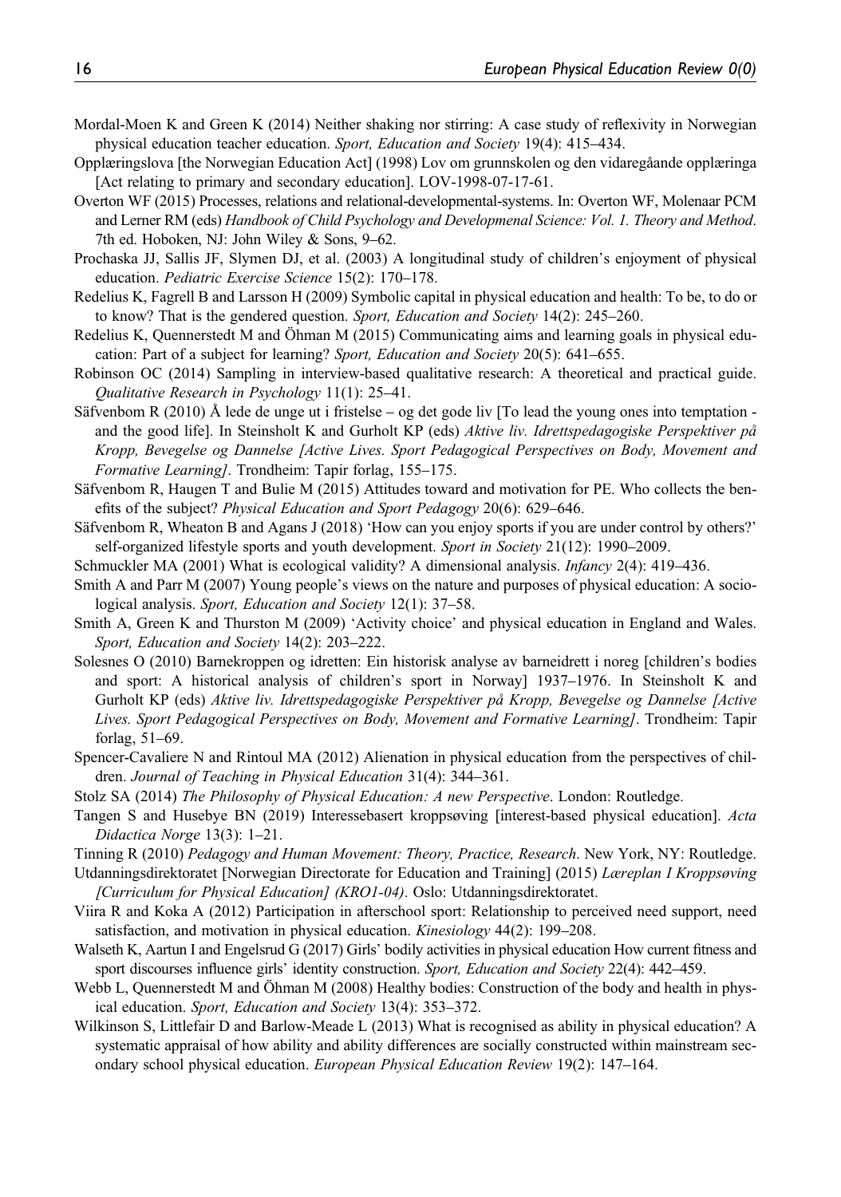Mordal-Moen K and Green K (2014) Neither shaking nor stirring: A case study of reflexivity in Norwegian physical education teacher education. *Sport, Education and Society* 19(4): 415–434.

Opplæringslova [the Norwegian Education Act] (1998) Lov om grunnskolen og den vidaregåande opplæringa [Act relating to primary and secondary education]. LOV-1998-07-17-61.

Overton WF (2015) Processes, relations and relational-developmental-systems. In: Overton WF, Molenaar PCM and Lerner RM (eds) *Handbook of Child Psychology and Developmenal Science: Vol. 1. Theory and Method*. 7th ed. Hoboken, NJ: John Wiley & Sons, 9–62.

Prochaska JJ, Sallis JF, Slymen DJ, et al. (2003) A longitudinal study of children's enjoyment of physical education. *Pediatric Exercise Science* 15(2): 170–178.

Redelius K, Fagrell B and Larsson H (2009) Symbolic capital in physical education and health: To be, to do or to know? That is the gendered question. *Sport, Education and Society* 14(2): 245–260.

Redelius K, Quennerstedt M and Öhman M (2015) Communicating aims and learning goals in physical education: Part of a subject for learning? *Sport, Education and Society* 20(5): 641–655.

Robinson OC (2014) Sampling in interview-based qualitative research: A theoretical and practical guide. *Qualitative Research in Psychology* 11(1): 25–41.

Säfvenbom R (2010) Å lede de unge ut i fristelse – og det gode liv [To lead the young ones into temptation - and the good life]. In Steinsholt K and Gurholt KP (eds) *Aktive liv. Idrettspedagogiske Perspektiver på Kropp, Bevegelse og Dannelse [Active Lives. Sport Pedagogical Perspectives on Body, Movement and Formative Learning]*. Trondheim: Tapir forlag, 155–175.

Säfvenbom R, Haugen T and Bulie M (2015) Attitudes toward and motivation for PE. Who collects the benefits of the subject? *Physical Education and Sport Pedagogy* 20(6): 629–646.

Säfvenbom R, Wheaton B and Agans J (2018) 'How can you enjoy sports if you are under control by others?' self-organized lifestyle sports and youth development. *Sport in Society* 21(12): 1990–2009.

Schmuckler MA (2001) What is ecological validity? A dimensional analysis. *Infancy* 2(4): 419–436.

Smith A and Parr M (2007) Young people's views on the nature and purposes of physical education: A sociological analysis. *Sport, Education and Society* 12(1): 37–58.

Smith A, Green K and Thurston M (2009) 'Activity choice' and physical education in England and Wales. *Sport, Education and Society* 14(2): 203–222.

Solesnes O (2010) Barnekroppen og idretten: Ein historisk analyse av barneidrett i noreg [children's bodies and sport: A historical analysis of children's sport in Norway] 1937–1976. In Steinsholt K and Gurholt KP (eds) *Aktive liv. Idrettspedagogiske Perspektiver på Kropp, Bevegelse og Dannelse [Active Lives. Sport Pedagogical Perspectives on Body, Movement and Formative Learning]*. Trondheim: Tapir forlag, 51–69.

Spencer-Cavaliere N and Rintoul MA (2012) Alienation in physical education from the perspectives of children. *Journal of Teaching in Physical Education* 31(4): 344–361.

Stolz SA (2014) *The Philosophy of Physical Education: A new Perspective*. London: Routledge.

Tangen S and Husebye BN (2019) Interessebasert kroppsøving [interest-based physical education]. *Acta Didactica Norge* 13(3): 1–21.

Tinning R (2010) *Pedagogy and Human Movement: Theory, Practice, Research*. New York, NY: Routledge.

Utdanningsdirektoratet [Norwegian Directorate for Education and Training] (2015) *Læreplan I Kroppsøving [Curriculum for Physical Education] (KRO1-04)*. Oslo: Utdanningsdirektoratet.

Viira R and Koka A (2012) Participation in afterschool sport: Relationship to perceived need support, need satisfaction, and motivation in physical education. *Kinesiology* 44(2): 199–208.

Walseth K, Aartun I and Engelsrud G (2017) Girls' bodily activities in physical education How current fitness and sport discourses influence girls' identity construction. *Sport, Education and Society* 22(4): 442–459.

Webb L, Quennerstedt M and Öhman M (2008) Healthy bodies: Construction of the body and health in physical education. *Sport, Education and Society* 13(4): 353–372.

Wilkinson S, Littlefair D and Barlow-Meade L (2013) What is recognised as ability in physical education? A systematic appraisal of how ability and ability differences are socially constructed within mainstream secondary school physical education. *European Physical Education Review* 19(2): 147–164.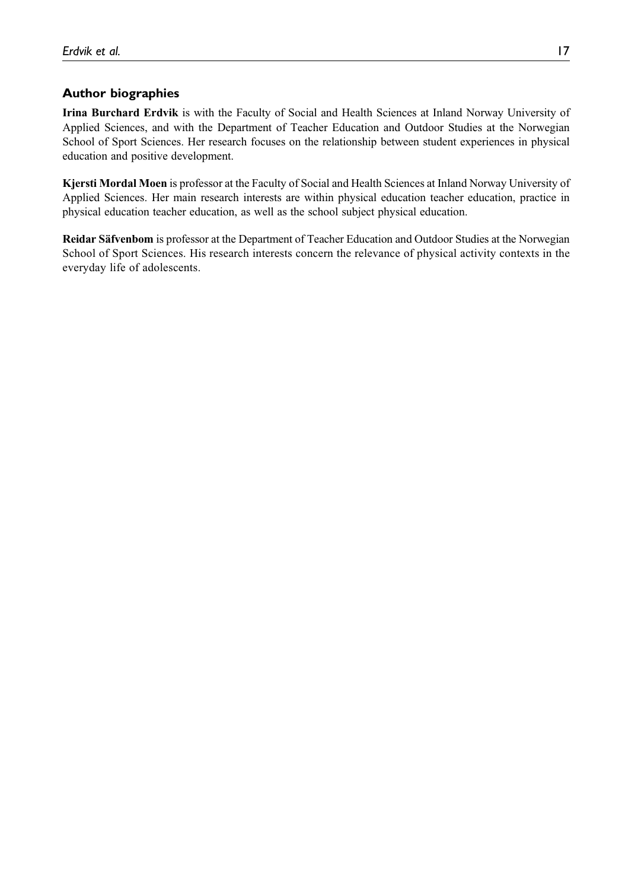## Author biographies

**Irina Burchard Erdvik** is with the Faculty of Social and Health Sciences at Inland Norway University of Applied Sciences, and with the Department of Teacher Education and Outdoor Studies at the Norwegian School of Sport Sciences. Her research focuses on the relationship between student experiences in physical education and positive development.

**Kjersti Mordal Moen** is professor at the Faculty of Social and Health Sciences at Inland Norway University of Applied Sciences. Her main research interests are within physical education teacher education, practice in physical education teacher education, as well as the school subject physical education.

**Reidar Säfvenbom** is professor at the Department of Teacher Education and Outdoor Studies at the Norwegian School of Sport Sciences. His research interests concern the relevance of physical activity contexts in the everyday life of adolescents.